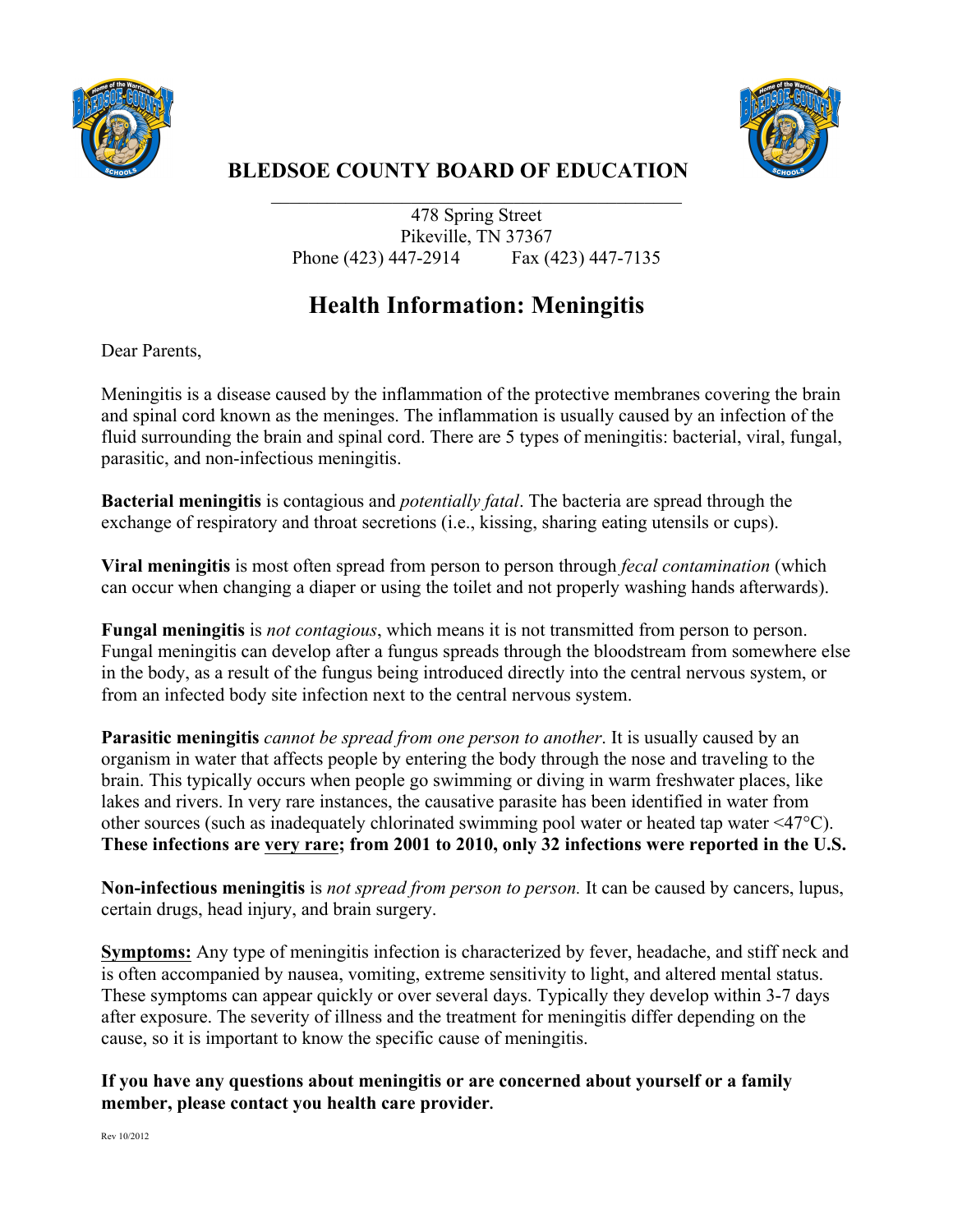# BLEDSOE COUNTY BOARD OF EDUCATION

478 Spring Street
Pikeville, TN 37367
Phone (423) 447-2914    Fax (423) 447-7135

## Health Information: Meningitis

Dear Parents,

Meningitis is a disease caused by the inflammation of the protective membranes covering the brain and spinal cord known as the meninges. The inflammation is usually caused by an infection of the fluid surrounding the brain and spinal cord. There are 5 types of meningitis: bacterial, viral, fungal, parasitic, and non-infectious meningitis.

**Bacterial meningitis** is contagious and *potentially fatal*. The bacteria are spread through the exchange of respiratory and throat secretions (i.e., kissing, sharing eating utensils or cups).

**Viral meningitis** is most often spread from person to person through *fecal contamination* (which can occur when changing a diaper or using the toilet and not properly washing hands afterwards).

**Fungal meningitis** is *not contagious*, which means it is not transmitted from person to person. Fungal meningitis can develop after a fungus spreads through the bloodstream from somewhere else in the body, as a result of the fungus being introduced directly into the central nervous system, or from an infected body site infection next to the central nervous system.

**Parasitic meningitis** *cannot be spread from one person to another*. It is usually caused by an organism in water that affects people by entering the body through the nose and traveling to the brain. This typically occurs when people go swimming or diving in warm freshwater places, like lakes and rivers. In very rare instances, the causative parasite has been identified in water from other sources (such as inadequately chlorinated swimming pool water or heated tap water <47°C). **These infections are <u>very rare</u>; from 2001 to 2010, only 32 infections were reported in the U.S.**

**Non-infectious meningitis** is *not spread from person to person.* It can be caused by cancers, lupus, certain drugs, head injury, and brain surgery.

**<u>Symptoms:</u>** Any type of meningitis infection is characterized by fever, headache, and stiff neck and is often accompanied by nausea, vomiting, extreme sensitivity to light, and altered mental status. These symptoms can appear quickly or over several days. Typically they develop within 3-7 days after exposure. The severity of illness and the treatment for meningitis differ depending on the cause, so it is important to know the specific cause of meningitis.

**If you have any questions about meningitis or are concerned about yourself or a family member, please contact you health care provider.**

Rev 10/2012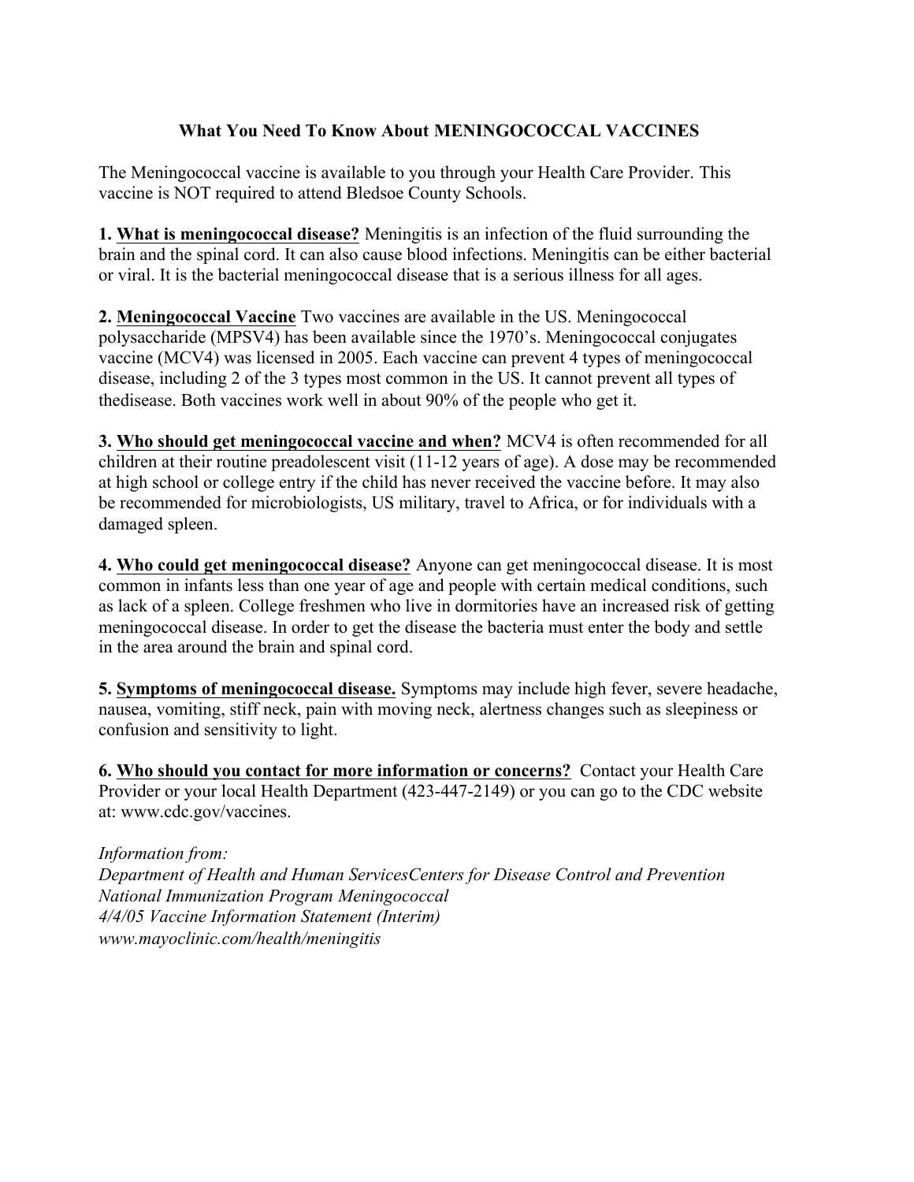## What You Need To Know About MENINGOCOCCAL VACCINES

The Meningococcal vaccine is available to you through your Health Care Provider. This vaccine is NOT required to attend Bledsoe County Schools.

**1. <u>What is meningococcal disease?</u>** Meningitis is an infection of the fluid surrounding the brain and the spinal cord. It can also cause blood infections. Meningitis can be either bacterial or viral. It is the bacterial meningococcal disease that is a serious illness for all ages.

**2. <u>Meningococcal Vaccine</u>** Two vaccines are available in the US. Meningococcal polysaccharide (MPSV4) has been available since the 1970's. Meningococcal conjugates vaccine (MCV4) was licensed in 2005. Each vaccine can prevent 4 types of meningococcal disease, including 2 of the 3 types most common in the US. It cannot prevent all types of thedisease. Both vaccines work well in about 90% of the people who get it.

**3. <u>Who should get meningococcal vaccine and when?</u>** MCV4 is often recommended for all children at their routine preadolescent visit (11-12 years of age). A dose may be recommended at high school or college entry if the child has never received the vaccine before. It may also be recommended for microbiologists, US military, travel to Africa, or for individuals with a damaged spleen.

**4. <u>Who could get meningococcal disease?</u>** Anyone can get meningococcal disease. It is most common in infants less than one year of age and people with certain medical conditions, such as lack of a spleen. College freshmen who live in dormitories have an increased risk of getting meningococcal disease. In order to get the disease the bacteria must enter the body and settle in the area around the brain and spinal cord.

**5. <u>Symptoms of meningococcal disease.</u>** Symptoms may include high fever, severe headache, nausea, vomiting, stiff neck, pain with moving neck, alertness changes such as sleepiness or confusion and sensitivity to light.

**6. <u>Who should you contact for more information or concerns?</u>** Contact your Health Care Provider or your local Health Department (423-447-2149) or you can go to the CDC website at: www.cdc.gov/vaccines.

*Information from:*
*Department of Health and Human ServicesCenters for Disease Control and Prevention*
*National Immunization Program Meningococcal*
*4/4/05 Vaccine Information Statement (Interim)*
*www.mayoclinic.com/health/meningitis*